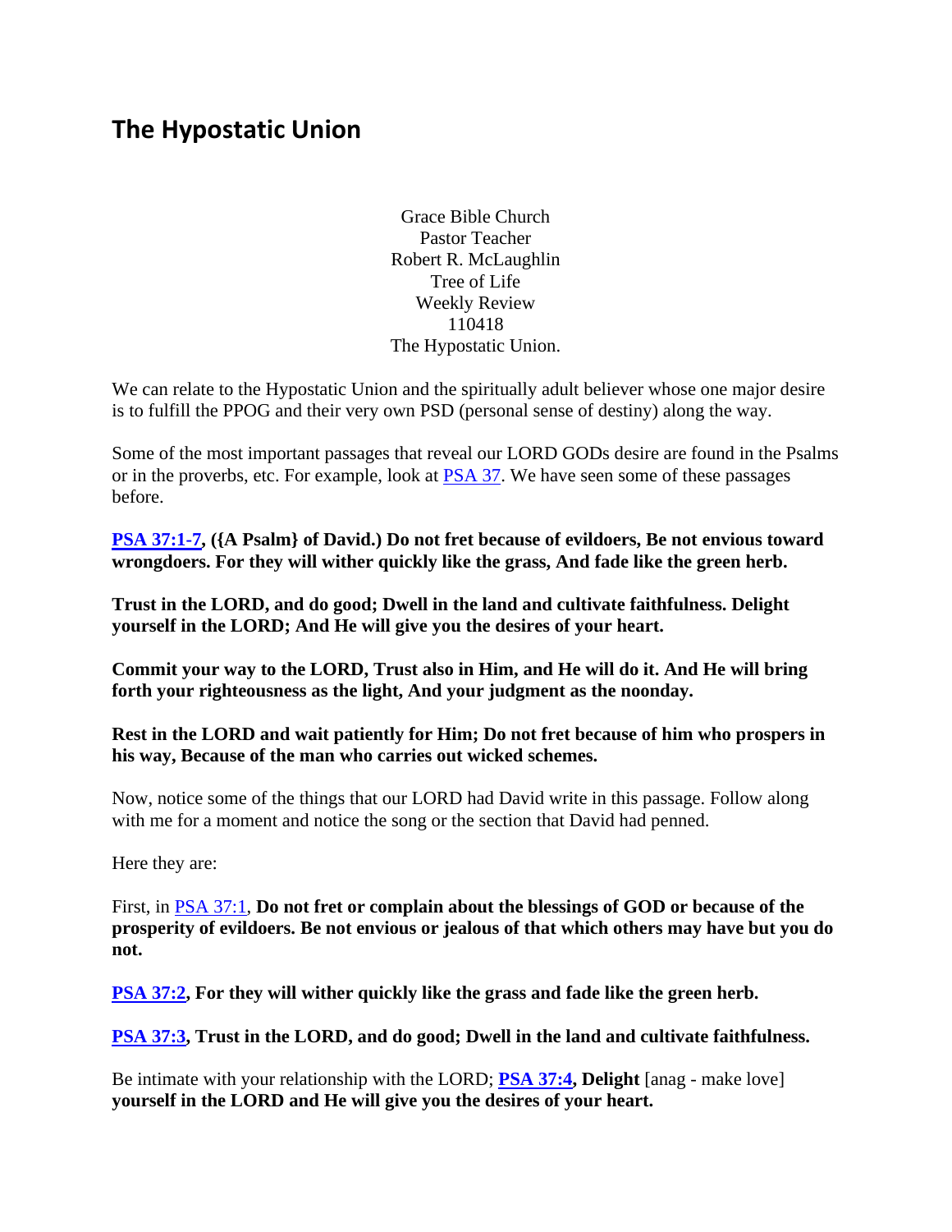# The Hypostatic Union

Grace Bible Church
Pastor Teacher
Robert R. McLaughlin
Tree of Life
Weekly Review
110418
The Hypostatic Union.

We can relate to the Hypostatic Union and the spiritually adult believer whose one major desire is to fulfill the PPOG and their very own PSD (personal sense of destiny) along the way.

Some of the most important passages that reveal our LORD GODs desire are found in the Psalms or in the proverbs, etc. For example, look at PSA 37. We have seen some of these passages before.

**PSA 37:1-7, ({A Psalm} of David.) Do not fret because of evildoers, Be not envious toward wrongdoers. For they will wither quickly like the grass, And fade like the green herb.**

**Trust in the LORD, and do good; Dwell in the land and cultivate faithfulness. Delight yourself in the LORD; And He will give you the desires of your heart.**

**Commit your way to the LORD, Trust also in Him, and He will do it. And He will bring forth your righteousness as the light, And your judgment as the noonday.**

**Rest in the LORD and wait patiently for Him; Do not fret because of him who prospers in his way, Because of the man who carries out wicked schemes.**

Now, notice some of the things that our LORD had David write in this passage. Follow along with me for a moment and notice the song or the section that David had penned.

Here they are:

First, in PSA 37:1, **Do not fret or complain about the blessings of GOD or because of the prosperity of evildoers. Be not envious or jealous of that which others may have but you do not.**

**PSA 37:2, For they will wither quickly like the grass and fade like the green herb.**

**PSA 37:3, Trust in the LORD, and do good; Dwell in the land and cultivate faithfulness.**

Be intimate with your relationship with the LORD; **PSA 37:4, Delight** [anag - make love] **yourself in the LORD and He will give you the desires of your heart.**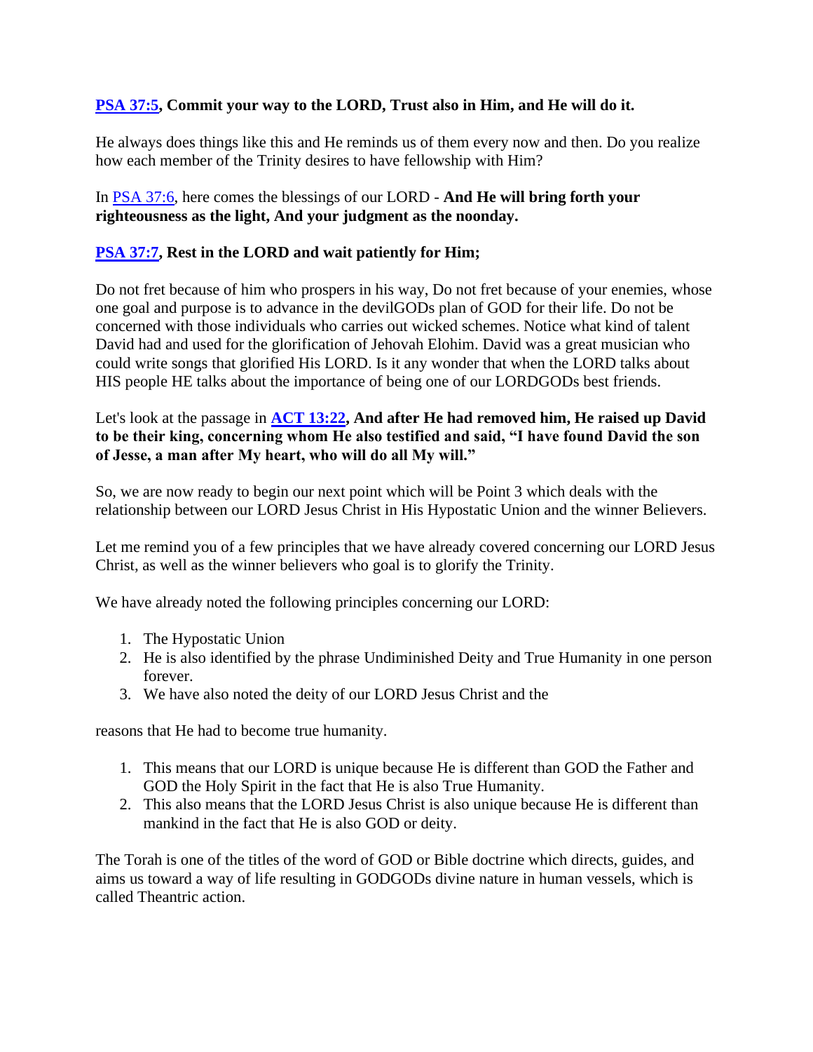**PSA 37:5, Commit your way to the LORD, Trust also in Him, and He will do it.**

He always does things like this and He reminds us of them every now and then. Do you realize how each member of the Trinity desires to have fellowship with Him?

In PSA 37:6, here comes the blessings of our LORD - **And He will bring forth your righteousness as the light, And your judgment as the noonday.**

**PSA 37:7, Rest in the LORD and wait patiently for Him;**

Do not fret because of him who prospers in his way, Do not fret because of your enemies, whose one goal and purpose is to advance in the devilGODs plan of GOD for their life. Do not be concerned with those individuals who carries out wicked schemes. Notice what kind of talent David had and used for the glorification of Jehovah Elohim. David was a great musician who could write songs that glorified His LORD. Is it any wonder that when the LORD talks about HIS people HE talks about the importance of being one of our LORDGODs best friends.

Let's look at the passage in **ACT 13:22, And after He had removed him, He raised up David to be their king, concerning whom He also testified and said, "I have found David the son of Jesse, a man after My heart, who will do all My will."**

So, we are now ready to begin our next point which will be Point 3 which deals with the relationship between our LORD Jesus Christ in His Hypostatic Union and the winner Believers.

Let me remind you of a few principles that we have already covered concerning our LORD Jesus Christ, as well as the winner believers who goal is to glorify the Trinity.

We have already noted the following principles concerning our LORD:

1. The Hypostatic Union
2. He is also identified by the phrase Undiminished Deity and True Humanity in one person forever.
3. We have also noted the deity of our LORD Jesus Christ and the

reasons that He had to become true humanity.

1. This means that our LORD is unique because He is different than GOD the Father and GOD the Holy Spirit in the fact that He is also True Humanity.
2. This also means that the LORD Jesus Christ is also unique because He is different than mankind in the fact that He is also GOD or deity.

The Torah is one of the titles of the word of GOD or Bible doctrine which directs, guides, and aims us toward a way of life resulting in GODGODs divine nature in human vessels, which is called Theantric action.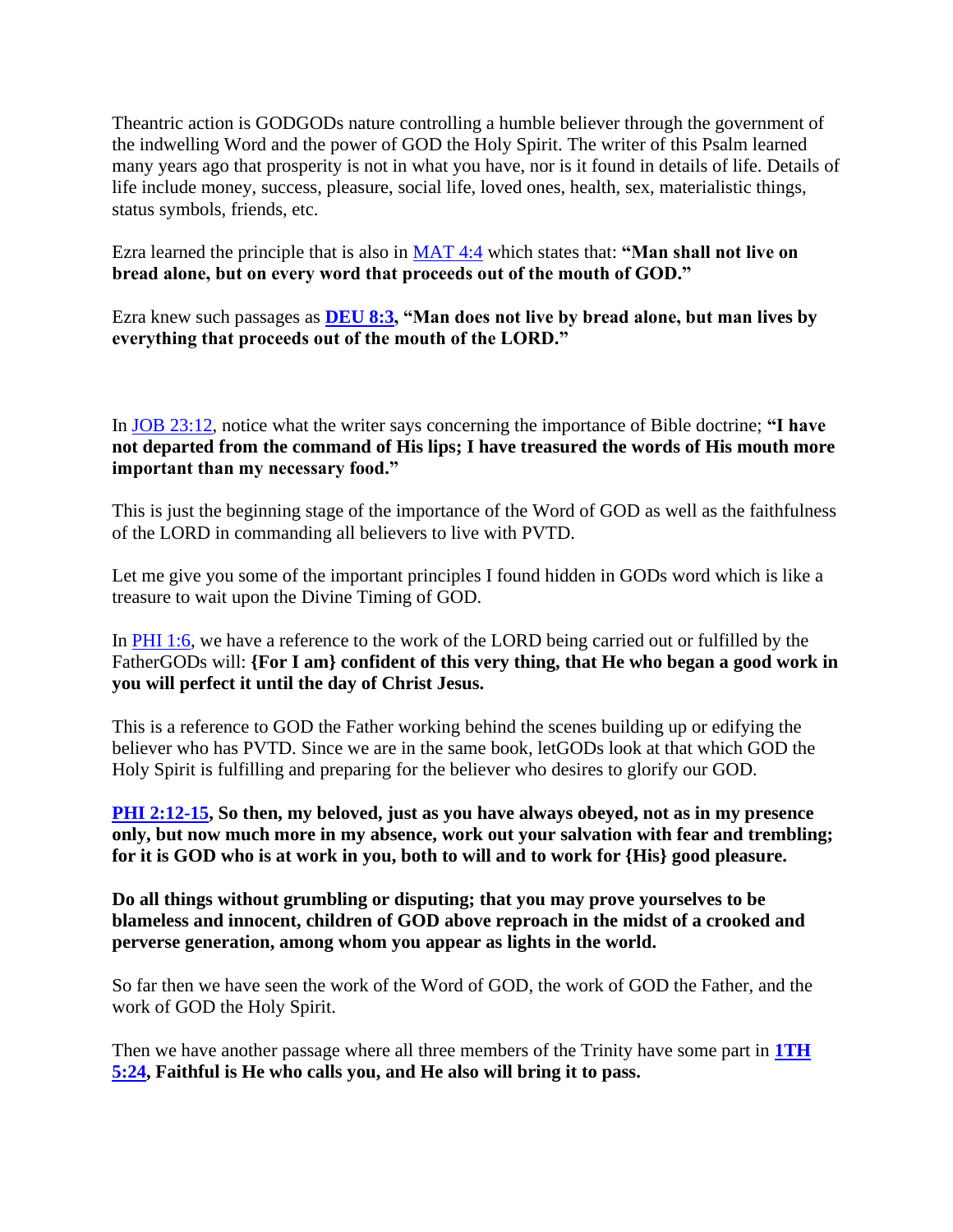Theantric action is GODGODs nature controlling a humble believer through the government of the indwelling Word and the power of GOD the Holy Spirit. The writer of this Psalm learned many years ago that prosperity is not in what you have, nor is it found in details of life. Details of life include money, success, pleasure, social life, loved ones, health, sex, materialistic things, status symbols, friends, etc.

Ezra learned the principle that is also in MAT 4:4 which states that: **"Man shall not live on bread alone, but on every word that proceeds out of the mouth of GOD."**

Ezra knew such passages as **DEU 8:3, "Man does not live by bread alone, but man lives by everything that proceeds out of the mouth of the LORD."**

In JOB 23:12, notice what the writer says concerning the importance of Bible doctrine; **"I have not departed from the command of His lips; I have treasured the words of His mouth more important than my necessary food."**

This is just the beginning stage of the importance of the Word of GOD as well as the faithfulness of the LORD in commanding all believers to live with PVTD.

Let me give you some of the important principles I found hidden in GODs word which is like a treasure to wait upon the Divine Timing of GOD.

In PHI 1:6, we have a reference to the work of the LORD being carried out or fulfilled by the FatherGODs will: **{For I am} confident of this very thing, that He who began a good work in you will perfect it until the day of Christ Jesus.**

This is a reference to GOD the Father working behind the scenes building up or edifying the believer who has PVTD. Since we are in the same book, letGODs look at that which GOD the Holy Spirit is fulfilling and preparing for the believer who desires to glorify our GOD.

**PHI 2:12-15, So then, my beloved, just as you have always obeyed, not as in my presence only, but now much more in my absence, work out your salvation with fear and trembling; for it is GOD who is at work in you, both to will and to work for {His} good pleasure.**

**Do all things without grumbling or disputing; that you may prove yourselves to be blameless and innocent, children of GOD above reproach in the midst of a crooked and perverse generation, among whom you appear as lights in the world.**

So far then we have seen the work of the Word of GOD, the work of GOD the Father, and the work of GOD the Holy Spirit.

Then we have another passage where all three members of the Trinity have some part in **1TH 5:24, Faithful is He who calls you, and He also will bring it to pass.**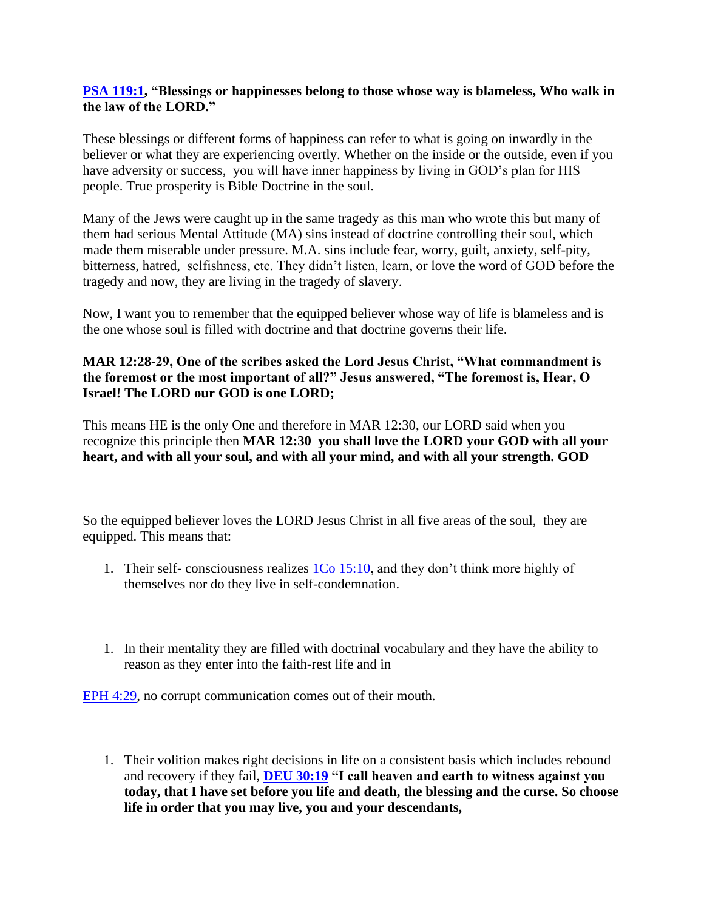**PSA 119:1, "Blessings or happinesses belong to those whose way is blameless, Who walk in the law of the LORD."**

These blessings or different forms of happiness can refer to what is going on inwardly in the believer or what they are experiencing overtly. Whether on the inside or the outside, even if you have adversity or success, you will have inner happiness by living in GOD's plan for HIS people. True prosperity is Bible Doctrine in the soul.

Many of the Jews were caught up in the same tragedy as this man who wrote this but many of them had serious Mental Attitude (MA) sins instead of doctrine controlling their soul, which made them miserable under pressure. M.A. sins include fear, worry, guilt, anxiety, self-pity, bitterness, hatred, selfishness, etc. They didn't listen, learn, or love the word of GOD before the tragedy and now, they are living in the tragedy of slavery.

Now, I want you to remember that the equipped believer whose way of life is blameless and is the one whose soul is filled with doctrine and that doctrine governs their life.

**MAR 12:28-29, One of the scribes asked the Lord Jesus Christ, "What commandment is the foremost or the most important of all?" Jesus answered, "The foremost is, Hear, O Israel! The LORD our GOD is one LORD;**

This means HE is the only One and therefore in MAR 12:30, our LORD said when you recognize this principle then **MAR 12:30 you shall love the LORD your GOD with all your heart, and with all your soul, and with all your mind, and with all your strength. GOD**

So the equipped believer loves the LORD Jesus Christ in all five areas of the soul, they are equipped. This means that:

1. Their self- consciousness realizes 1Co 15:10, and they don't think more highly of themselves nor do they live in self-condemnation.

1. In their mentality they are filled with doctrinal vocabulary and they have the ability to reason as they enter into the faith-rest life and in

EPH 4:29, no corrupt communication comes out of their mouth.

1. Their volition makes right decisions in life on a consistent basis which includes rebound and recovery if they fail, **DEU 30:19 "I call heaven and earth to witness against you today, that I have set before you life and death, the blessing and the curse. So choose life in order that you may live, you and your descendants,**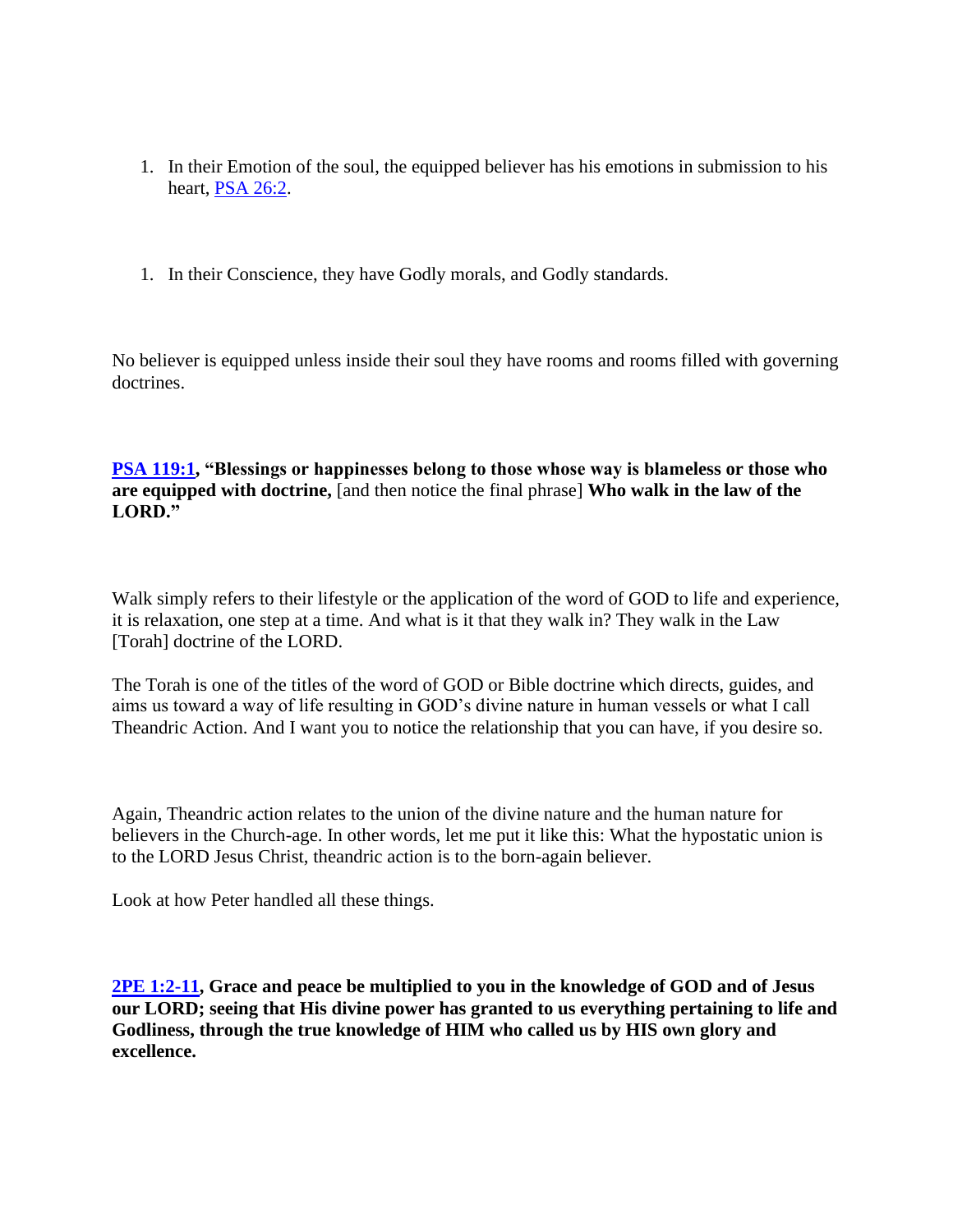1. In their Emotion of the soul, the equipped believer has his emotions in submission to his heart, PSA 26:2.

1. In their Conscience, they have Godly morals, and Godly standards.

No believer is equipped unless inside their soul they have rooms and rooms filled with governing doctrines.

**PSA 119:1, "Blessings or happinesses belong to those whose way is blameless or those who are equipped with doctrine,** [and then notice the final phrase] **Who walk in the law of the LORD."**

Walk simply refers to their lifestyle or the application of the word of GOD to life and experience, it is relaxation, one step at a time. And what is it that they walk in? They walk in the Law [Torah] doctrine of the LORD.

The Torah is one of the titles of the word of GOD or Bible doctrine which directs, guides, and aims us toward a way of life resulting in GOD's divine nature in human vessels or what I call Theandric Action. And I want you to notice the relationship that you can have, if you desire so.

Again, Theandric action relates to the union of the divine nature and the human nature for believers in the Church-age. In other words, let me put it like this: What the hypostatic union is to the LORD Jesus Christ, theandric action is to the born-again believer.

Look at how Peter handled all these things.

**2PE 1:2-11, Grace and peace be multiplied to you in the knowledge of GOD and of Jesus our LORD; seeing that His divine power has granted to us everything pertaining to life and Godliness, through the true knowledge of HIM who called us by HIS own glory and excellence.**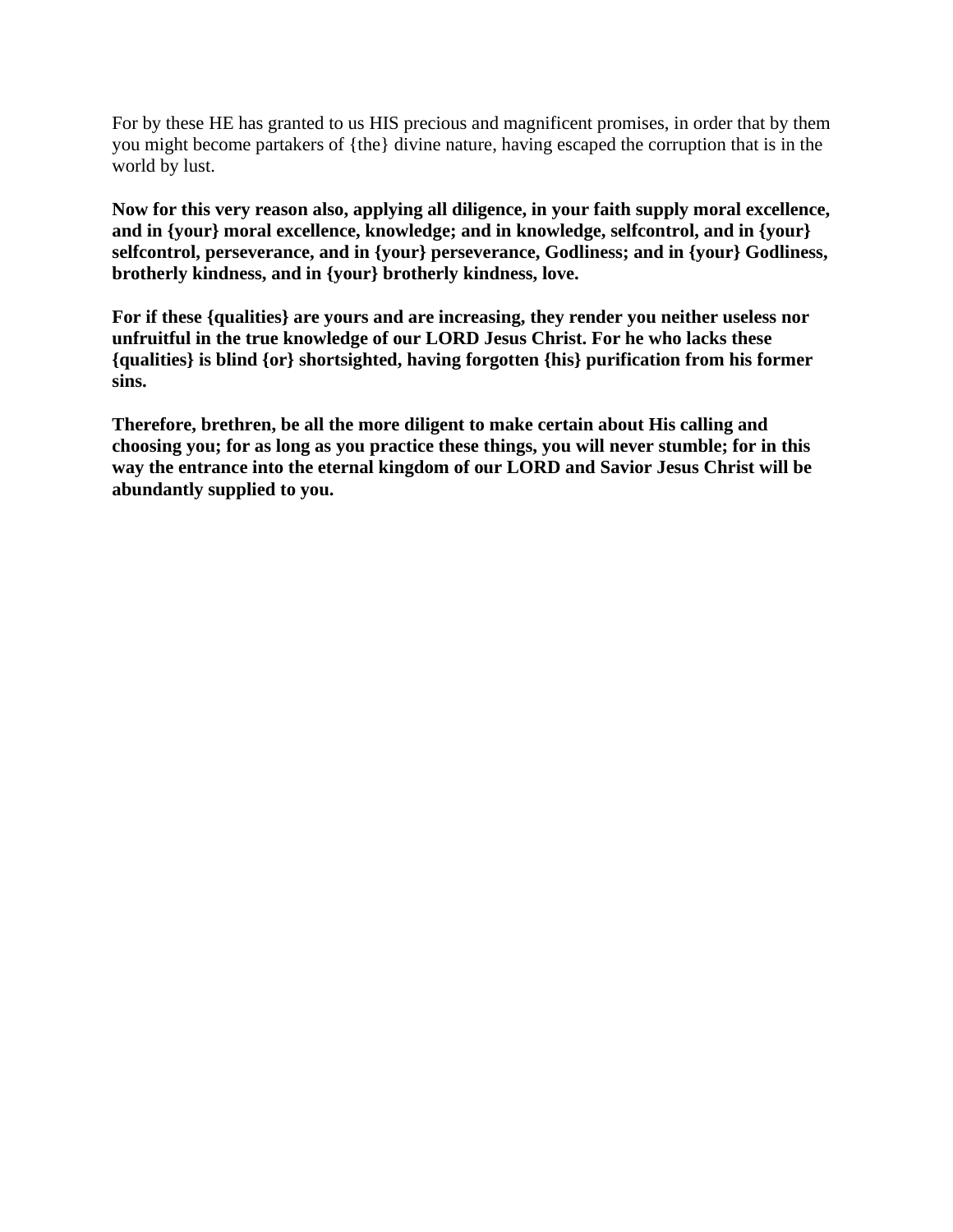For by these HE has granted to us HIS precious and magnificent promises, in order that by them you might become partakers of {the} divine nature, having escaped the corruption that is in the world by lust.

**Now for this very reason also, applying all diligence, in your faith supply moral excellence, and in {your} moral excellence, knowledge; and in knowledge, selfcontrol, and in {your} selfcontrol, perseverance, and in {your} perseverance, Godliness; and in {your} Godliness, brotherly kindness, and in {your} brotherly kindness, love.**

**For if these {qualities} are yours and are increasing, they render you neither useless nor unfruitful in the true knowledge of our LORD Jesus Christ. For he who lacks these {qualities} is blind {or} shortsighted, having forgotten {his} purification from his former sins.**

**Therefore, brethren, be all the more diligent to make certain about His calling and choosing you; for as long as you practice these things, you will never stumble; for in this way the entrance into the eternal kingdom of our LORD and Savior Jesus Christ will be abundantly supplied to you.**